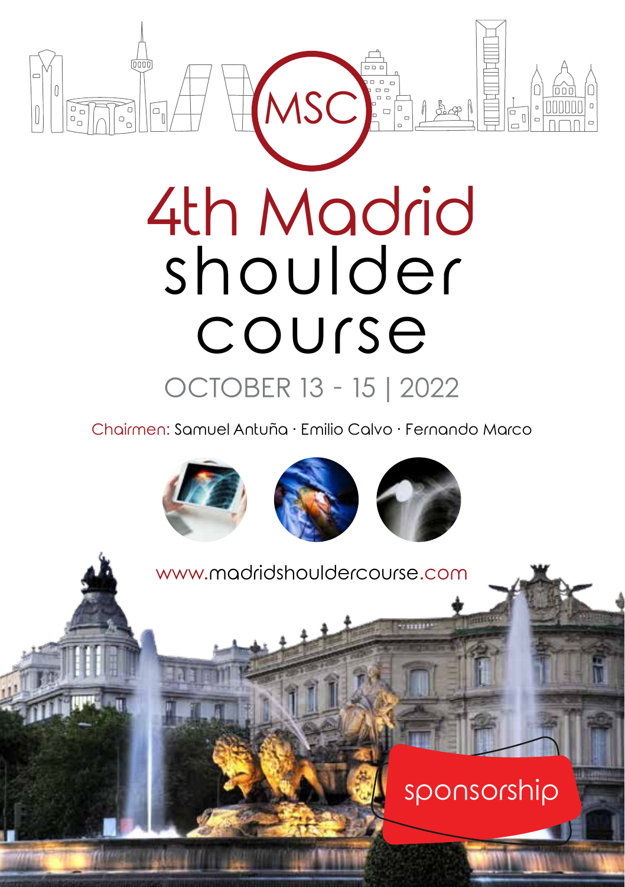MSC

# 4th Madrid shoulder course

OCTOBER 13 - 15 | 2022

Chairmen: Samuel Antuña · Emilio Calvo · Fernando Marco

www.madridshouldercourse.com

sponsorship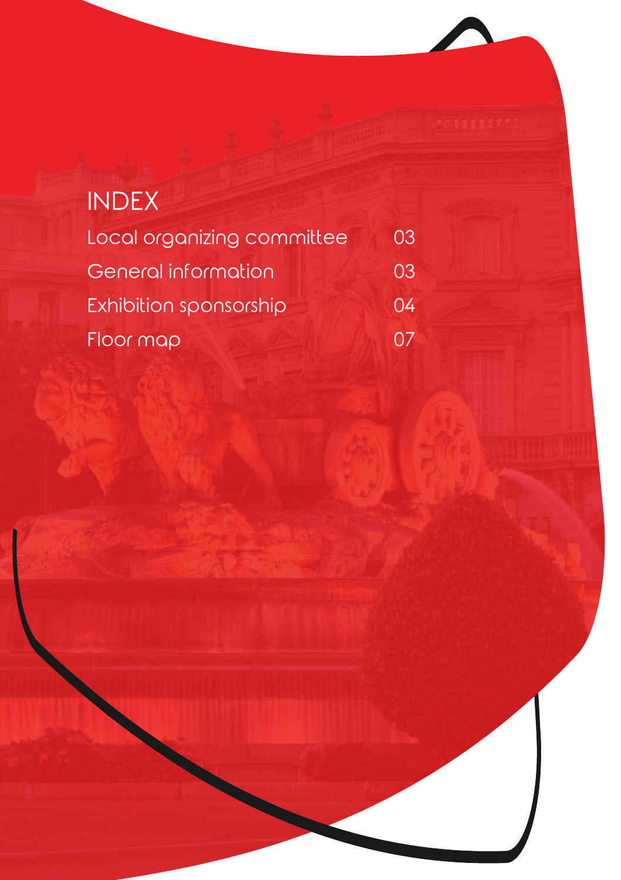# INDEX

| | |
|---|---|
| Local organizing committee | 03 |
| General information | 03 |
| Exhibition sponsorship | 04 |
| Floor map | 07 |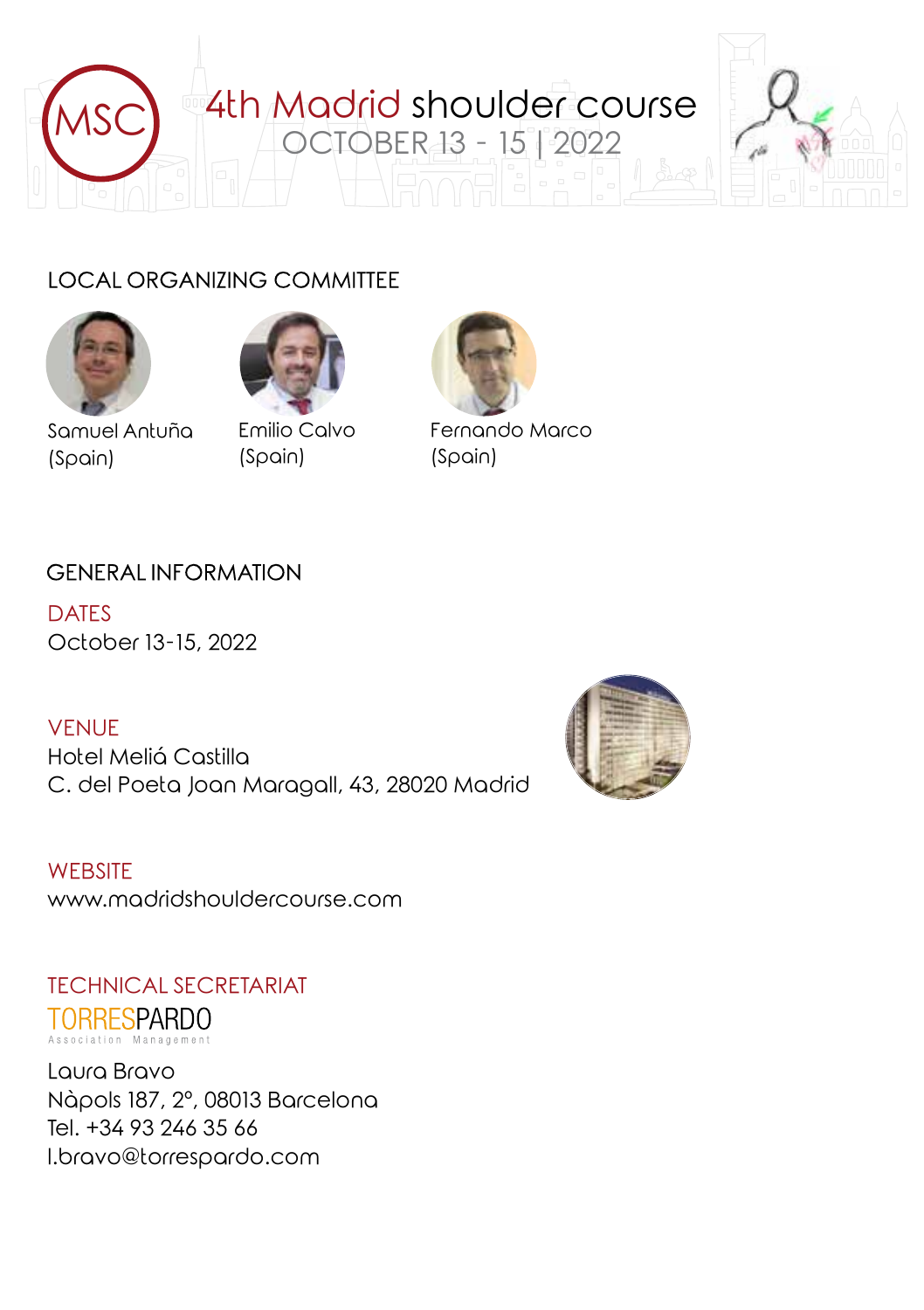# 4th Madrid shoulder course
## OCTOBER 13 - 15 | 2022

## LOCAL ORGANIZING COMMITTEE

Samuel Antuña (Spain)

Emilio Calvo (Spain)

Fernando Marco (Spain)

## GENERAL INFORMATION

### DATES
October 13-15, 2022

### VENUE
Hotel Meliá Castilla
C. del Poeta Joan Maragall, 43, 28020 Madrid

### WEBSITE
www.madridshouldercourse.com

### TECHNICAL SECRETARIAT
TORRESPARDO
Association Management

Laura Bravo
Nàpols 187, 2º, 08013 Barcelona
Tel. +34 93 246 35 66
l.bravo@torrespardo.com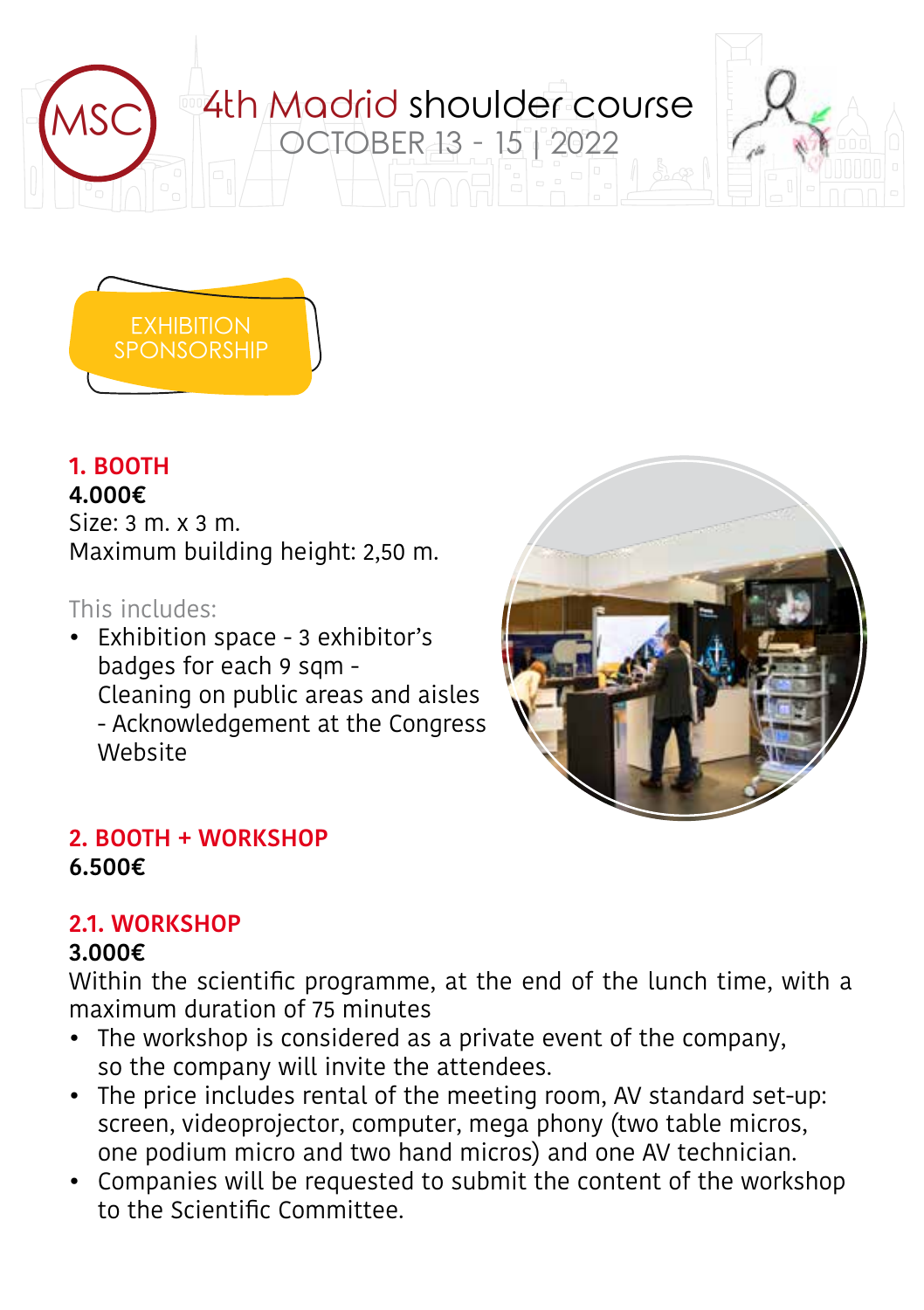# 4th Madrid shoulder course

OCTOBER 13 - 15 | 2022

## EXHIBITION SPONSORSHIP

### 1. BOOTH

**4.000€**

Size: 3 m. x 3 m.

Maximum building height: 2,50 m.

This includes:

- Exhibition space - 3 exhibitor's badges for each 9 sqm - Cleaning on public areas and aisles - Acknowledgement at the Congress Website

### 2. BOOTH + WORKSHOP

**6.500€**

### 2.1. WORKSHOP

**3.000€**

Within the scientific programme, at the end of the lunch time, with a maximum duration of 75 minutes

- The workshop is considered as a private event of the company, so the company will invite the attendees.
- The price includes rental of the meeting room, AV standard set-up: screen, videoprojector, computer, mega phony (two table micros, one podium micro and two hand micros) and one AV technician.
- Companies will be requested to submit the content of the workshop to the Scientific Committee.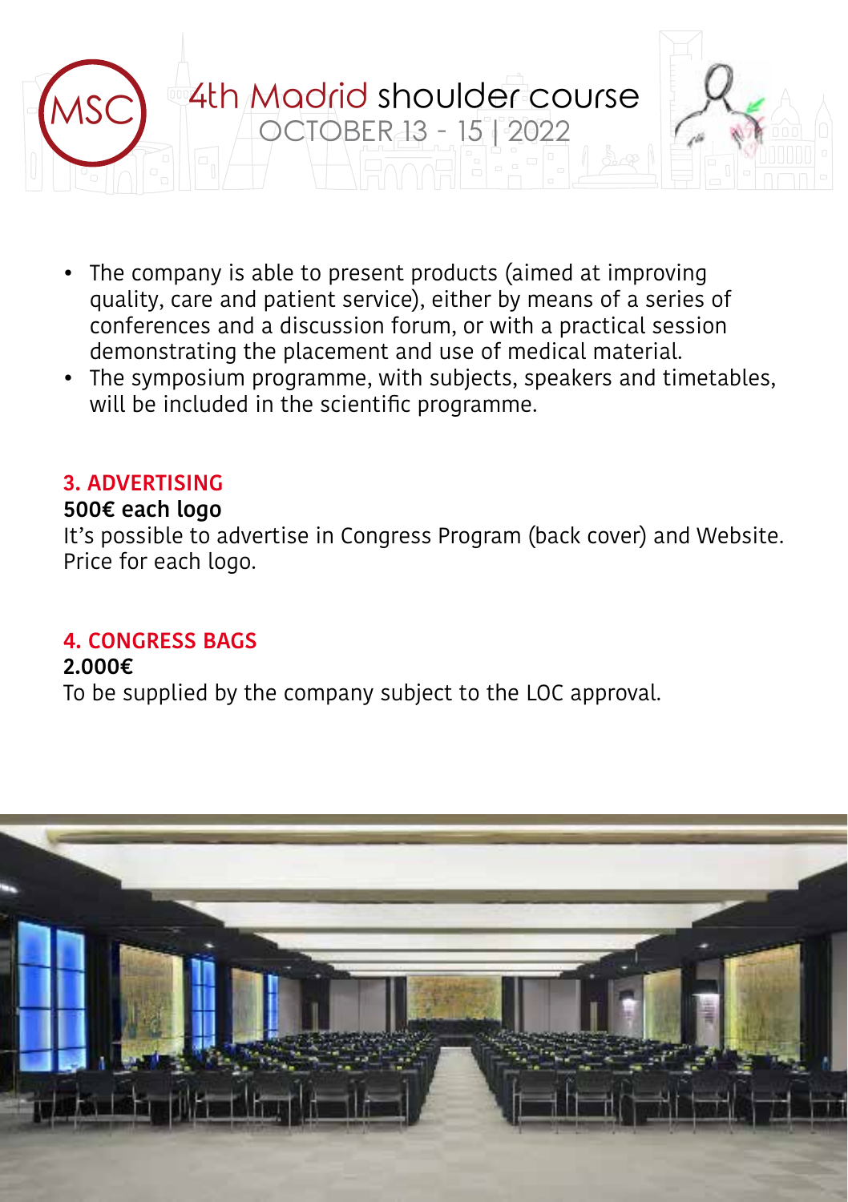- The company is able to present products (aimed at improving quality, care and patient service), either by means of a series of conferences and a discussion forum, or with a practical session demonstrating the placement and use of medical material.
- The symposium programme, with subjects, speakers and timetables, will be included in the scientific programme.

### 3. ADVERTISING

**500€ each logo**

It's possible to advertise in Congress Program (back cover) and Website. Price for each logo.

### 4. CONGRESS BAGS

**2.000€**

To be supplied by the company subject to the LOC approval.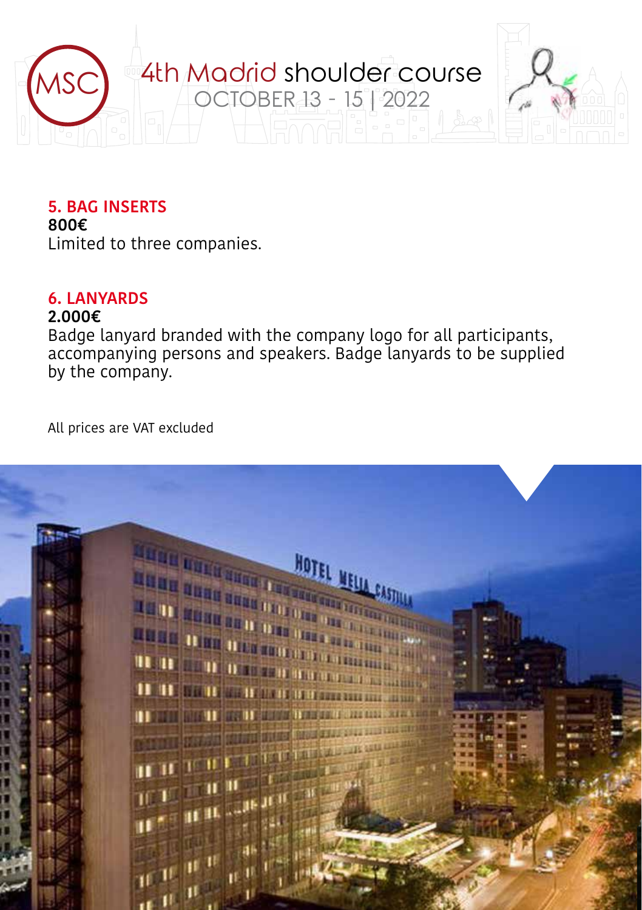### 5. BAG INSERTS

**800€**

Limited to three companies.

### 6. LANYARDS

**2.000€**

Badge lanyard branded with the company logo for all participants, accompanying persons and speakers. Badge lanyards to be supplied by the company.

All prices are VAT excluded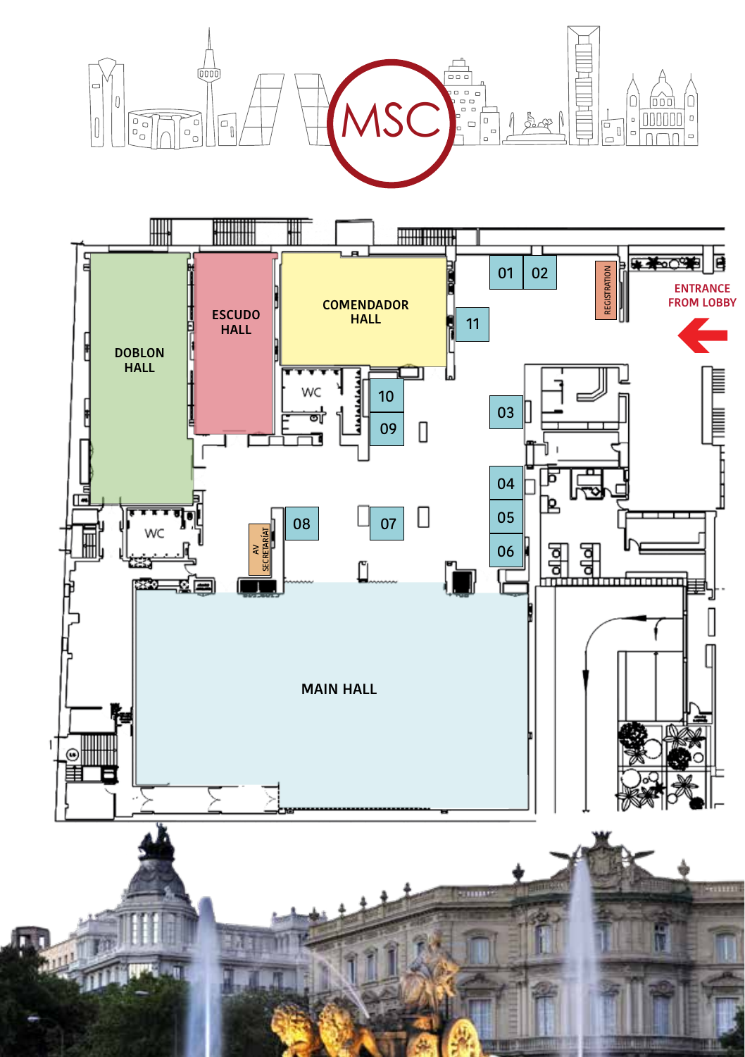MSC

ENTRANCE FROM LOBBY

REGISTRATION

DOBLON HALL

ESCUDO HALL

COMENDADOR HALL

MAIN HALL

WC

WC

AV SECRETARÍAT

01 02 03 04 05 06 07 08 09 10 11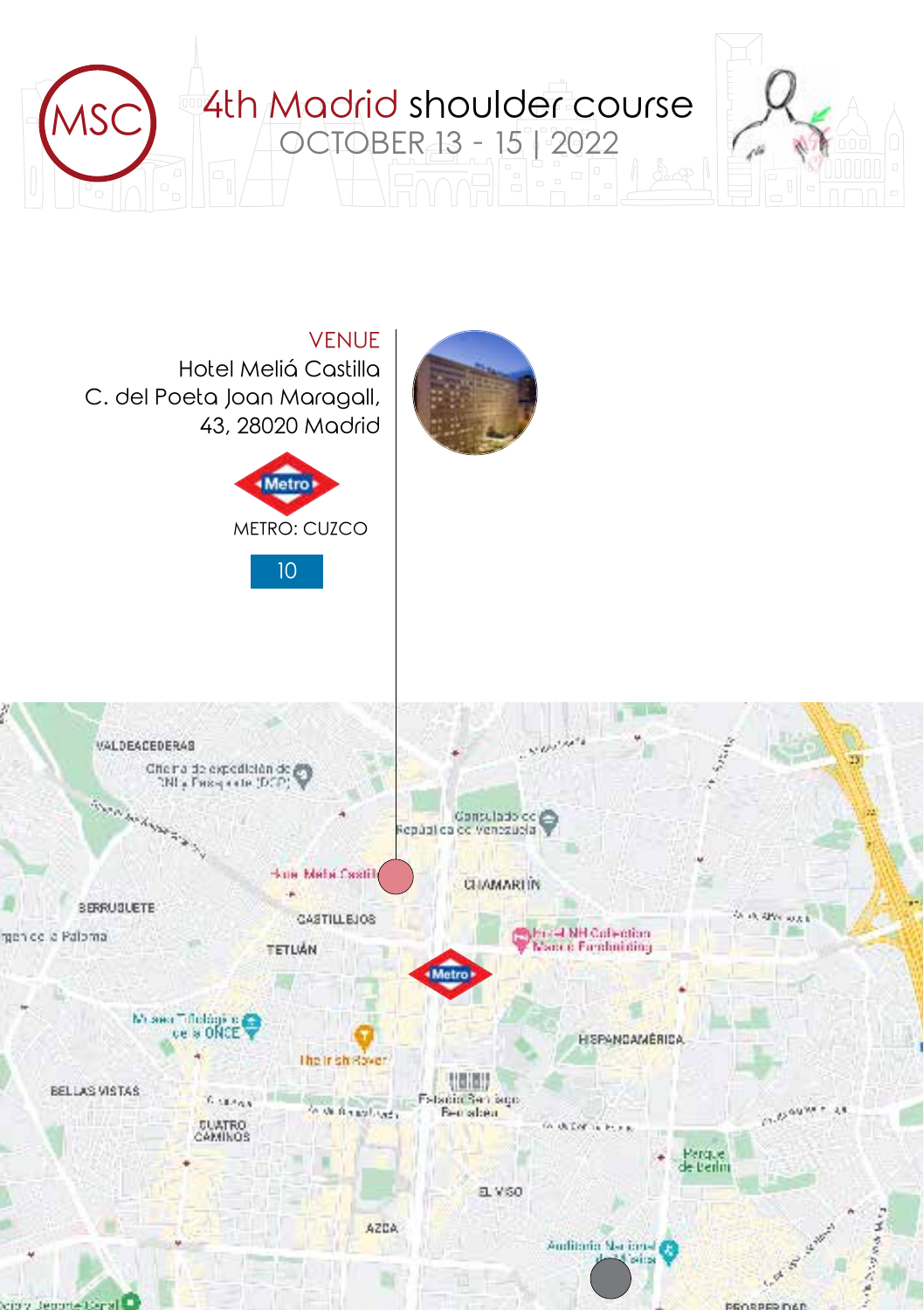# 4th Madrid shoulder course

OCTOBER 13 - 15 | 2022

## VENUE

Hotel Meliá Castilla
C. del Poeta Joan Maragall,
43, 28020 Madrid

METRO: CUZCO

10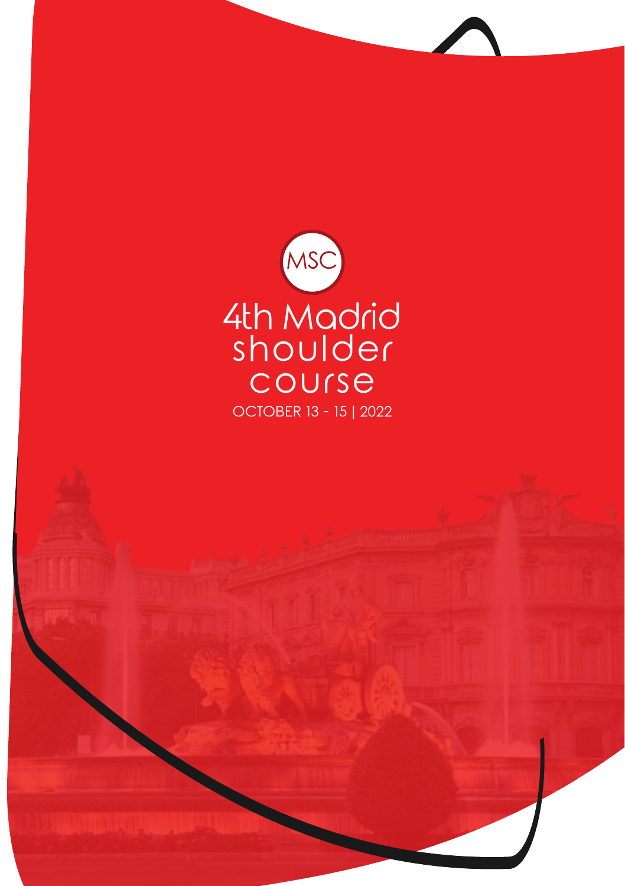MSC

# 4th Madrid shoulder course

OCTOBER 13 - 15 | 2022